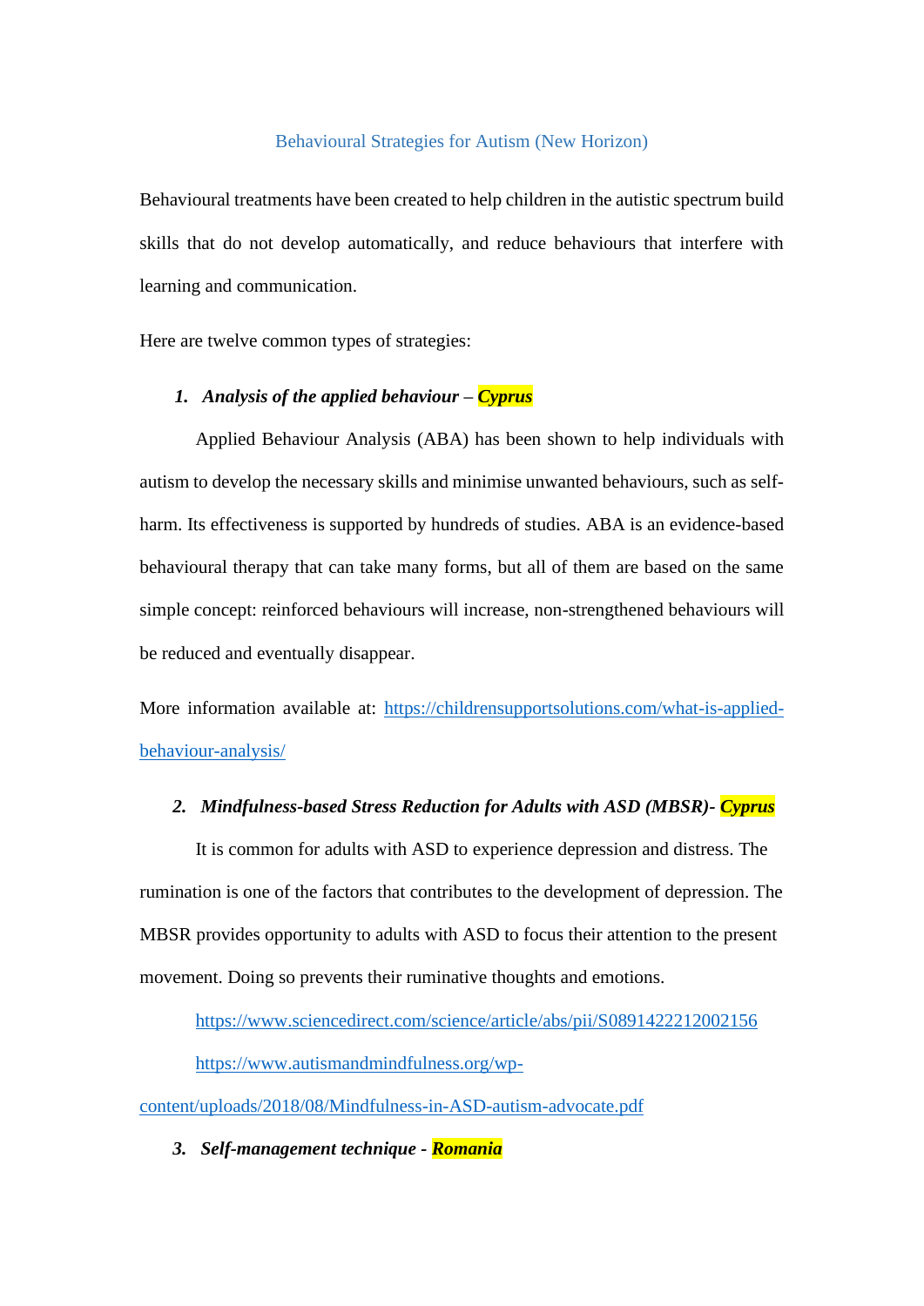# Behavioural Strategies for Autism (New Horizon)

Behavioural treatments have been created to help children in the autistic spectrum build skills that do not develop automatically, and reduce behaviours that interfere with learning and communication.

Here are twelve common types of strategies:

1. ***Analysis of the applied behaviour – Cyprus***

   Applied Behaviour Analysis (ABA) has been shown to help individuals with autism to develop the necessary skills and minimise unwanted behaviours, such as self-harm. Its effectiveness is supported by hundreds of studies. ABA is an evidence-based behavioural therapy that can take many forms, but all of them are based on the same simple concept: reinforced behaviours will increase, non-strengthened behaviours will be reduced and eventually disappear.

More information available at: https://childrensupportsolutions.com/what-is-applied-behaviour-analysis/

2. ***Mindfulness-based Stress Reduction for Adults with ASD (MBSR)- Cyprus***

   It is common for adults with ASD to experience depression and distress. The rumination is one of the factors that contributes to the development of depression. The MBSR provides opportunity to adults with ASD to focus their attention to the present movement. Doing so prevents their ruminative thoughts and emotions.

   https://www.sciencedirect.com/science/article/abs/pii/S0891422212002156

   https://www.autismandmindfulness.org/wp-content/uploads/2018/08/Mindfulness-in-ASD-autism-advocate.pdf

3. ***Self-management technique - Romania***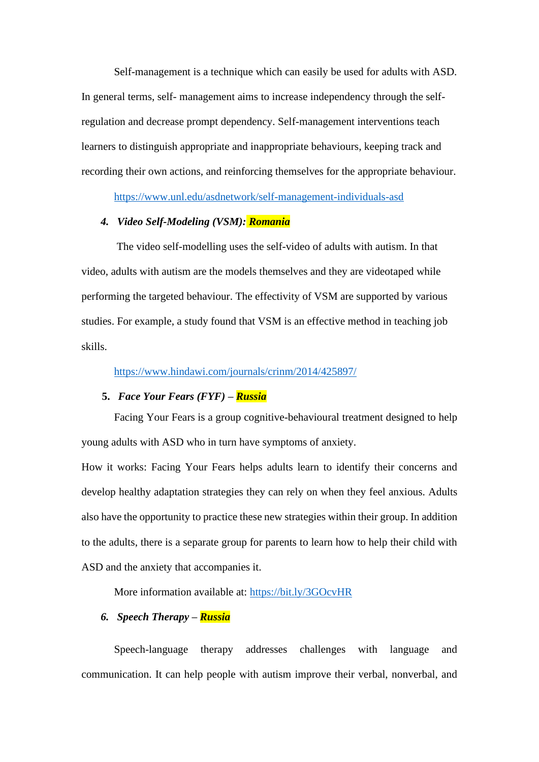Self-management is a technique which can easily be used for adults with ASD. In general terms, self- management aims to increase independency through the self-regulation and decrease prompt dependency. Self-management interventions teach learners to distinguish appropriate and inappropriate behaviours, keeping track and recording their own actions, and reinforcing themselves for the appropriate behaviour.

https://www.unl.edu/asdnetwork/self-management-individuals-asd

4. ***Video Self-Modeling (VSM): Romania***

The video self-modelling uses the self-video of adults with autism. In that video, adults with autism are the models themselves and they are videotaped while performing the targeted behaviour. The effectivity of VSM are supported by various studies. For example, a study found that VSM is an effective method in teaching job skills.

https://www.hindawi.com/journals/crinm/2014/425897/

5. ***Face Your Fears (FYF) – Russia***

Facing Your Fears is a group cognitive-behavioural treatment designed to help young adults with ASD who in turn have symptoms of anxiety.

How it works: Facing Your Fears helps adults learn to identify their concerns and develop healthy adaptation strategies they can rely on when they feel anxious. Adults also have the opportunity to practice these new strategies within their group. In addition to the adults, there is a separate group for parents to learn how to help their child with ASD and the anxiety that accompanies it.

More information available at: https://bit.ly/3GOcvHR

6. ***Speech Therapy – Russia***

Speech-language therapy addresses challenges with language and communication. It can help people with autism improve their verbal, nonverbal, and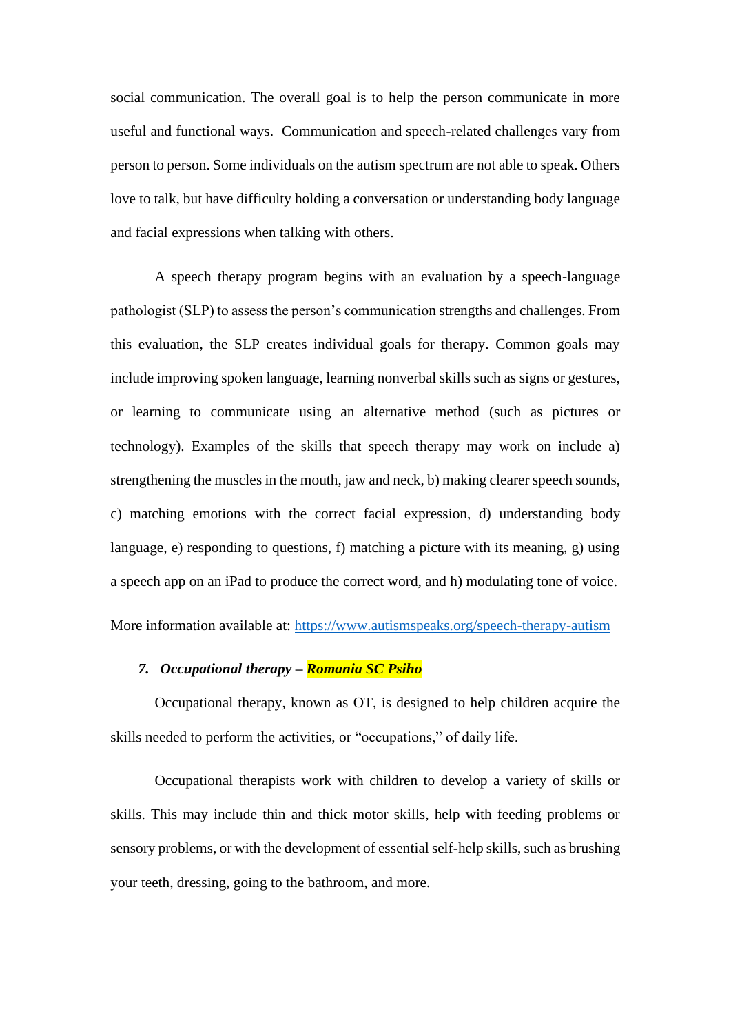social communication. The overall goal is to help the person communicate in more useful and functional ways. Communication and speech-related challenges vary from person to person. Some individuals on the autism spectrum are not able to speak. Others love to talk, but have difficulty holding a conversation or understanding body language and facial expressions when talking with others.

A speech therapy program begins with an evaluation by a speech-language pathologist (SLP) to assess the person's communication strengths and challenges. From this evaluation, the SLP creates individual goals for therapy. Common goals may include improving spoken language, learning nonverbal skills such as signs or gestures, or learning to communicate using an alternative method (such as pictures or technology). Examples of the skills that speech therapy may work on include a) strengthening the muscles in the mouth, jaw and neck, b) making clearer speech sounds, c) matching emotions with the correct facial expression, d) understanding body language, e) responding to questions, f) matching a picture with its meaning, g) using a speech app on an iPad to produce the correct word, and h) modulating tone of voice.

More information available at: https://www.autismspeaks.org/speech-therapy-autism

7. ***Occupational therapy* – *Romania SC Psiho***

Occupational therapy, known as OT, is designed to help children acquire the skills needed to perform the activities, or "occupations," of daily life.

Occupational therapists work with children to develop a variety of skills or skills. This may include thin and thick motor skills, help with feeding problems or sensory problems, or with the development of essential self-help skills, such as brushing your teeth, dressing, going to the bathroom, and more.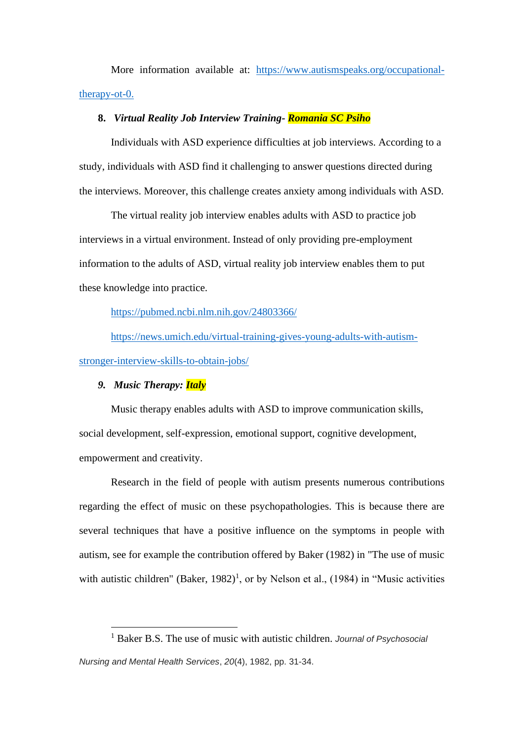More information available at: https://www.autismspeaks.org/occupational-therapy-ot-0.

**8. *Virtual Reality Job Interview Training- Romania SC Psiho***

Individuals with ASD experience difficulties at job interviews. According to a study, individuals with ASD find it challenging to answer questions directed during the interviews. Moreover, this challenge creates anxiety among individuals with ASD.

The virtual reality job interview enables adults with ASD to practice job interviews in a virtual environment. Instead of only providing pre-employment information to the adults of ASD, virtual reality job interview enables them to put these knowledge into practice.

https://pubmed.ncbi.nlm.nih.gov/24803366/

https://news.umich.edu/virtual-training-gives-young-adults-with-autism-stronger-interview-skills-to-obtain-jobs/

***9. Music Therapy: Italy***

Music therapy enables adults with ASD to improve communication skills, social development, self-expression, emotional support, cognitive development, empowerment and creativity.

Research in the field of people with autism presents numerous contributions regarding the effect of music on these psychopathologies. This is because there are several techniques that have a positive influence on the symptoms in people with autism, see for example the contribution offered by Baker (1982) in "The use of music with autistic children" (Baker, 1982)[1], or by Nelson et al., (1984) in "Music activities

---

[1] Baker B.S. The use of music with autistic children. *Journal of Psychosocial Nursing and Mental Health Services*, *20*(4), 1982, pp. 31-34.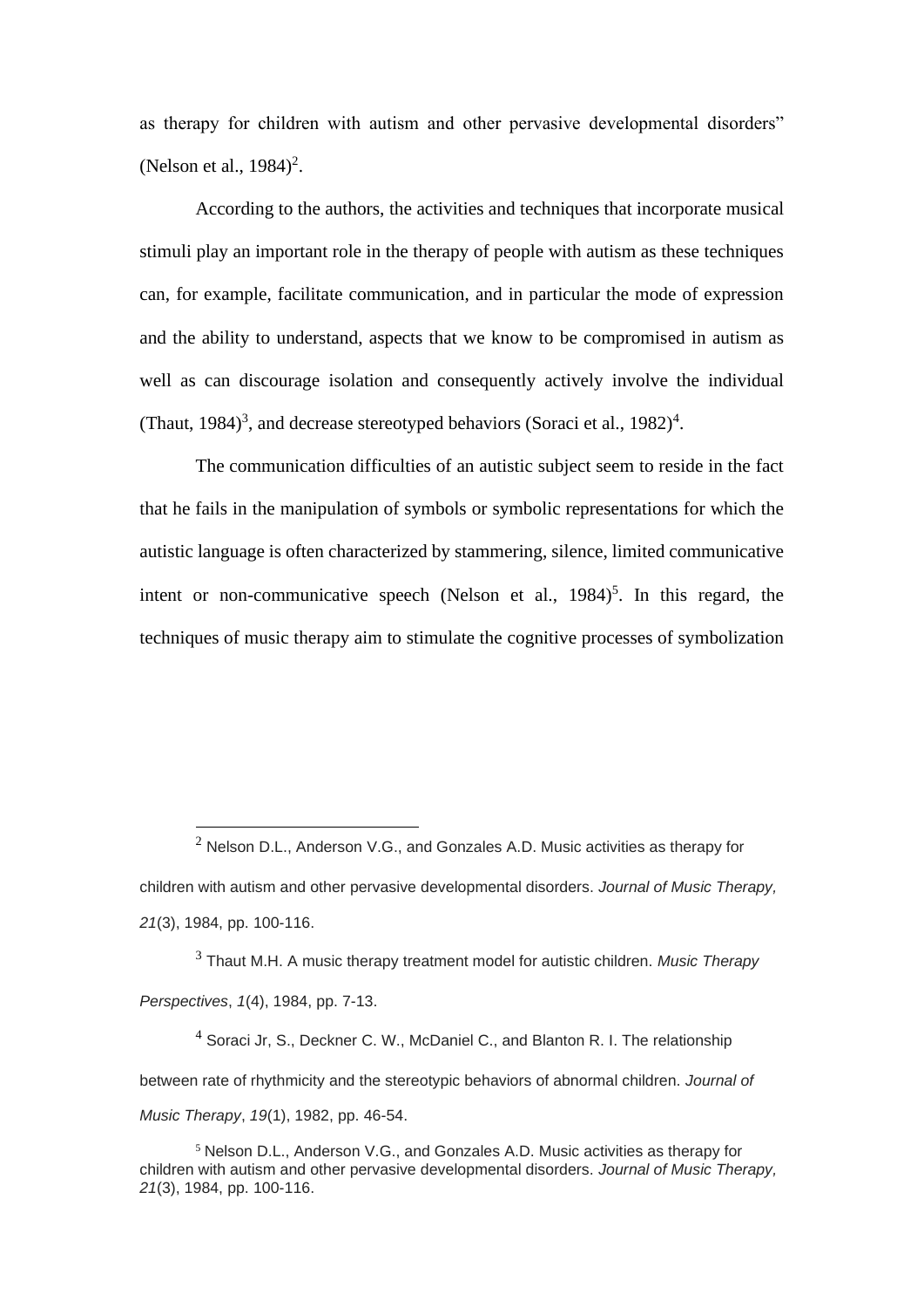as therapy for children with autism and other pervasive developmental disorders" (Nelson et al., 1984)[2].

According to the authors, the activities and techniques that incorporate musical stimuli play an important role in the therapy of people with autism as these techniques can, for example, facilitate communication, and in particular the mode of expression and the ability to understand, aspects that we know to be compromised in autism as well as can discourage isolation and consequently actively involve the individual (Thaut, 1984)[3], and decrease stereotyped behaviors (Soraci et al., 1982)[4].

The communication difficulties of an autistic subject seem to reside in the fact that he fails in the manipulation of symbols or symbolic representations for which the autistic language is often characterized by stammering, silence, limited communicative intent or non-communicative speech (Nelson et al., 1984)[5]. In this regard, the techniques of music therapy aim to stimulate the cognitive processes of symbolization

---

[2] Nelson D.L., Anderson V.G., and Gonzales A.D. Music activities as therapy for children with autism and other pervasive developmental disorders. *Journal of Music Therapy, 21*(3), 1984, pp. 100-116.

[3] Thaut M.H. A music therapy treatment model for autistic children. *Music Therapy Perspectives*, *1*(4), 1984, pp. 7-13.

[4] Soraci Jr, S., Deckner C. W., McDaniel C., and Blanton R. I. The relationship between rate of rhythmicity and the stereotypic behaviors of abnormal children. *Journal of Music Therapy*, *19*(1), 1982, pp. 46-54.

[5] Nelson D.L., Anderson V.G., and Gonzales A.D. Music activities as therapy for children with autism and other pervasive developmental disorders. *Journal of Music Therapy, 21*(3), 1984, pp. 100-116.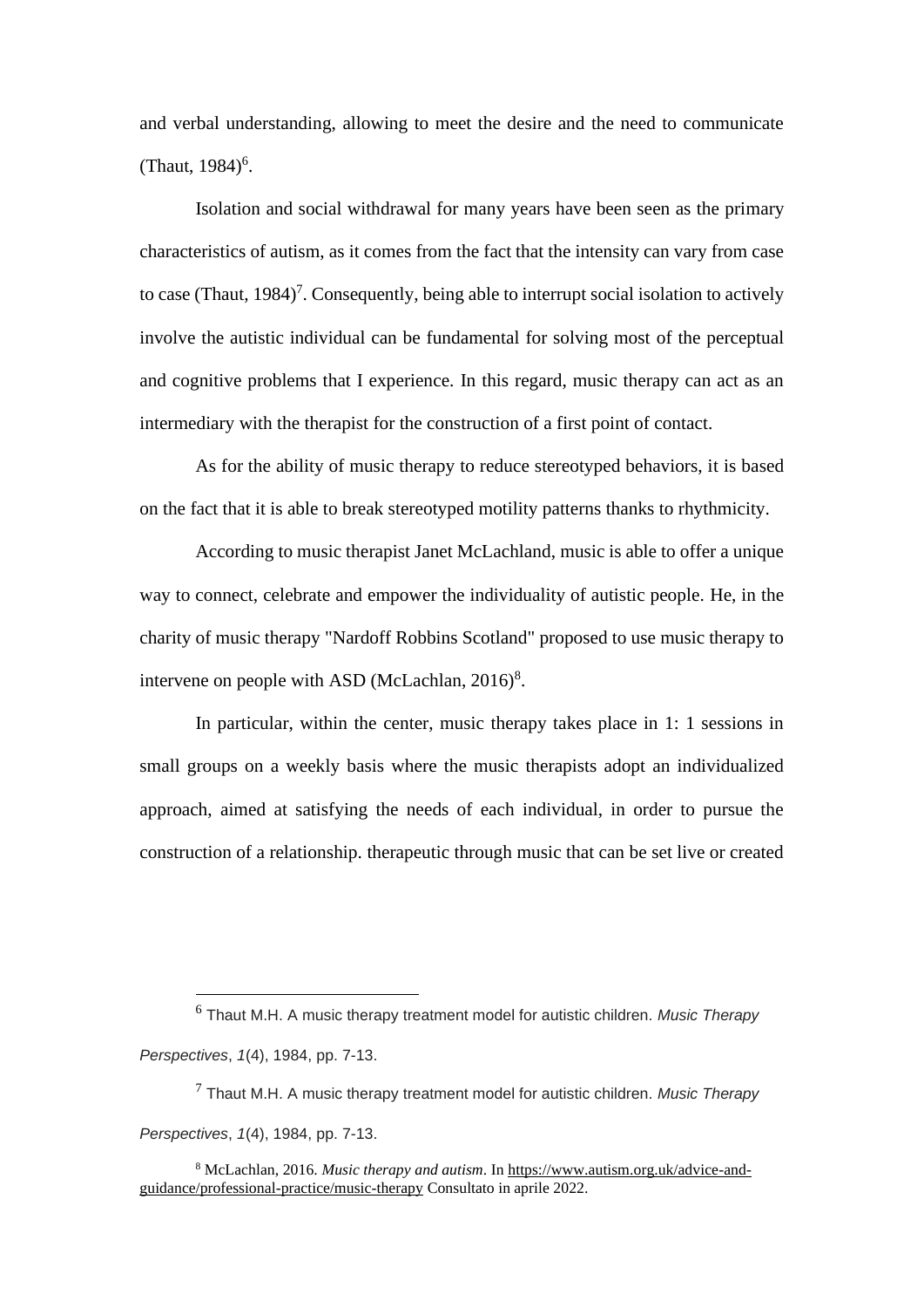and verbal understanding, allowing to meet the desire and the need to communicate (Thaut, 1984)[6].

Isolation and social withdrawal for many years have been seen as the primary characteristics of autism, as it comes from the fact that the intensity can vary from case to case (Thaut, 1984)[7]. Consequently, being able to interrupt social isolation to actively involve the autistic individual can be fundamental for solving most of the perceptual and cognitive problems that I experience. In this regard, music therapy can act as an intermediary with the therapist for the construction of a first point of contact.

As for the ability of music therapy to reduce stereotyped behaviors, it is based on the fact that it is able to break stereotyped motility patterns thanks to rhythmicity.

According to music therapist Janet McLachland, music is able to offer a unique way to connect, celebrate and empower the individuality of autistic people. He, in the charity of music therapy "Nardoff Robbins Scotland" proposed to use music therapy to intervene on people with ASD (McLachlan, 2016)[8].

In particular, within the center, music therapy takes place in 1: 1 sessions in small groups on a weekly basis where the music therapists adopt an individualized approach, aimed at satisfying the needs of each individual, in order to pursue the construction of a relationship. therapeutic through music that can be set live or created

---

[6] Thaut M.H. A music therapy treatment model for autistic children. *Music Therapy Perspectives*, *1*(4), 1984, pp. 7-13.

[7] Thaut M.H. A music therapy treatment model for autistic children. *Music Therapy Perspectives*, *1*(4), 1984, pp. 7-13.

[8] McLachlan, 2016. *Music therapy and autism*. In https://www.autism.org.uk/advice-and-guidance/professional-practice/music-therapy Consultato in aprile 2022.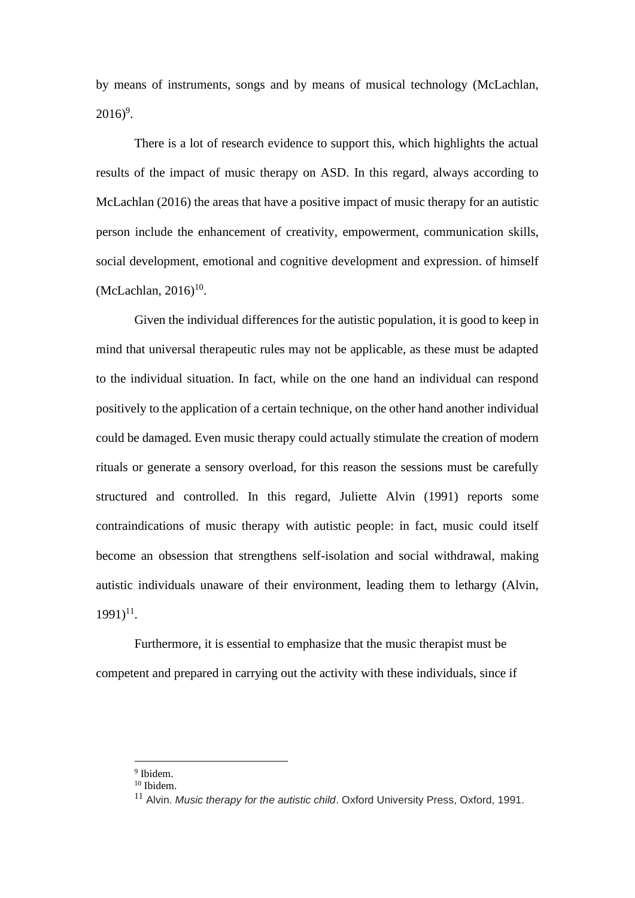by means of instruments, songs and by means of musical technology (McLachlan, 2016)[9].

There is a lot of research evidence to support this, which highlights the actual results of the impact of music therapy on ASD. In this regard, always according to McLachlan (2016) the areas that have a positive impact of music therapy for an autistic person include the enhancement of creativity, empowerment, communication skills, social development, emotional and cognitive development and expression. of himself (McLachlan, 2016)[10].

Given the individual differences for the autistic population, it is good to keep in mind that universal therapeutic rules may not be applicable, as these must be adapted to the individual situation. In fact, while on the one hand an individual can respond positively to the application of a certain technique, on the other hand another individual could be damaged. Even music therapy could actually stimulate the creation of modern rituals or generate a sensory overload, for this reason the sessions must be carefully structured and controlled. In this regard, Juliette Alvin (1991) reports some contraindications of music therapy with autistic people: in fact, music could itself become an obsession that strengthens self-isolation and social withdrawal, making autistic individuals unaware of their environment, leading them to lethargy (Alvin, 1991)[11].

Furthermore, it is essential to emphasize that the music therapist must be competent and prepared in carrying out the activity with these individuals, since if

---

[9] Ibidem.

[10] Ibidem.

[11] Alvin. *Music therapy for the autistic child*. Oxford University Press, Oxford, 1991.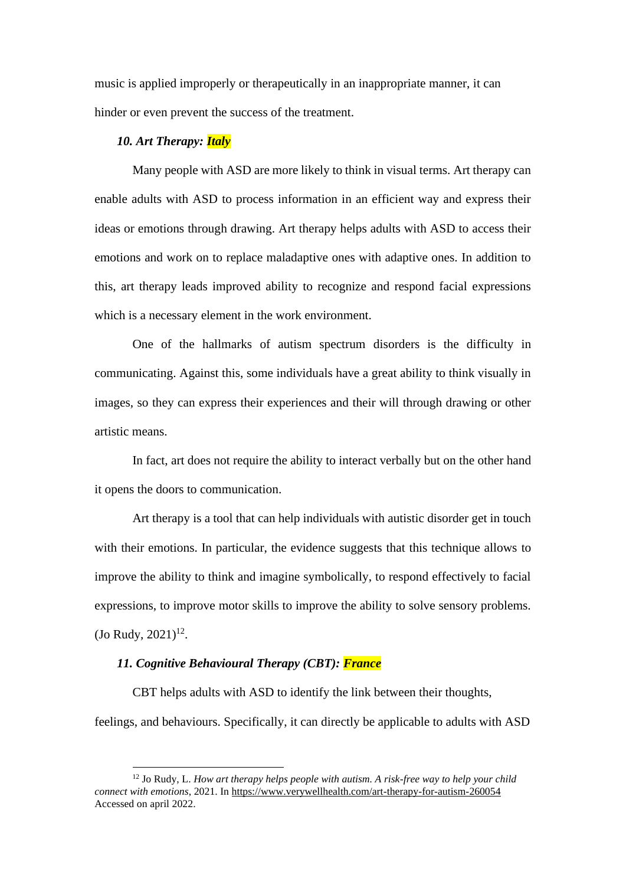music is applied improperly or therapeutically in an inappropriate manner, it can hinder or even prevent the success of the treatment.

### *10. Art Therapy: Italy*

Many people with ASD are more likely to think in visual terms. Art therapy can enable adults with ASD to process information in an efficient way and express their ideas or emotions through drawing. Art therapy helps adults with ASD to access their emotions and work on to replace maladaptive ones with adaptive ones. In addition to this, art therapy leads improved ability to recognize and respond facial expressions which is a necessary element in the work environment.

One of the hallmarks of autism spectrum disorders is the difficulty in communicating. Against this, some individuals have a great ability to think visually in images, so they can express their experiences and their will through drawing or other artistic means.

In fact, art does not require the ability to interact verbally but on the other hand it opens the doors to communication.

Art therapy is a tool that can help individuals with autistic disorder get in touch with their emotions. In particular, the evidence suggests that this technique allows to improve the ability to think and imagine symbolically, to respond effectively to facial expressions, to improve motor skills to improve the ability to solve sensory problems. (Jo Rudy, 2021)[12].

### *11. Cognitive Behavioural Therapy (CBT): France*

CBT helps adults with ASD to identify the link between their thoughts, feelings, and behaviours. Specifically, it can directly be applicable to adults with ASD

---

[12] Jo Rudy, L. *How art therapy helps people with autism. A risk-free way to help your child connect with emotions*, 2021. In https://www.verywellhealth.com/art-therapy-for-autism-260054 Accessed on april 2022.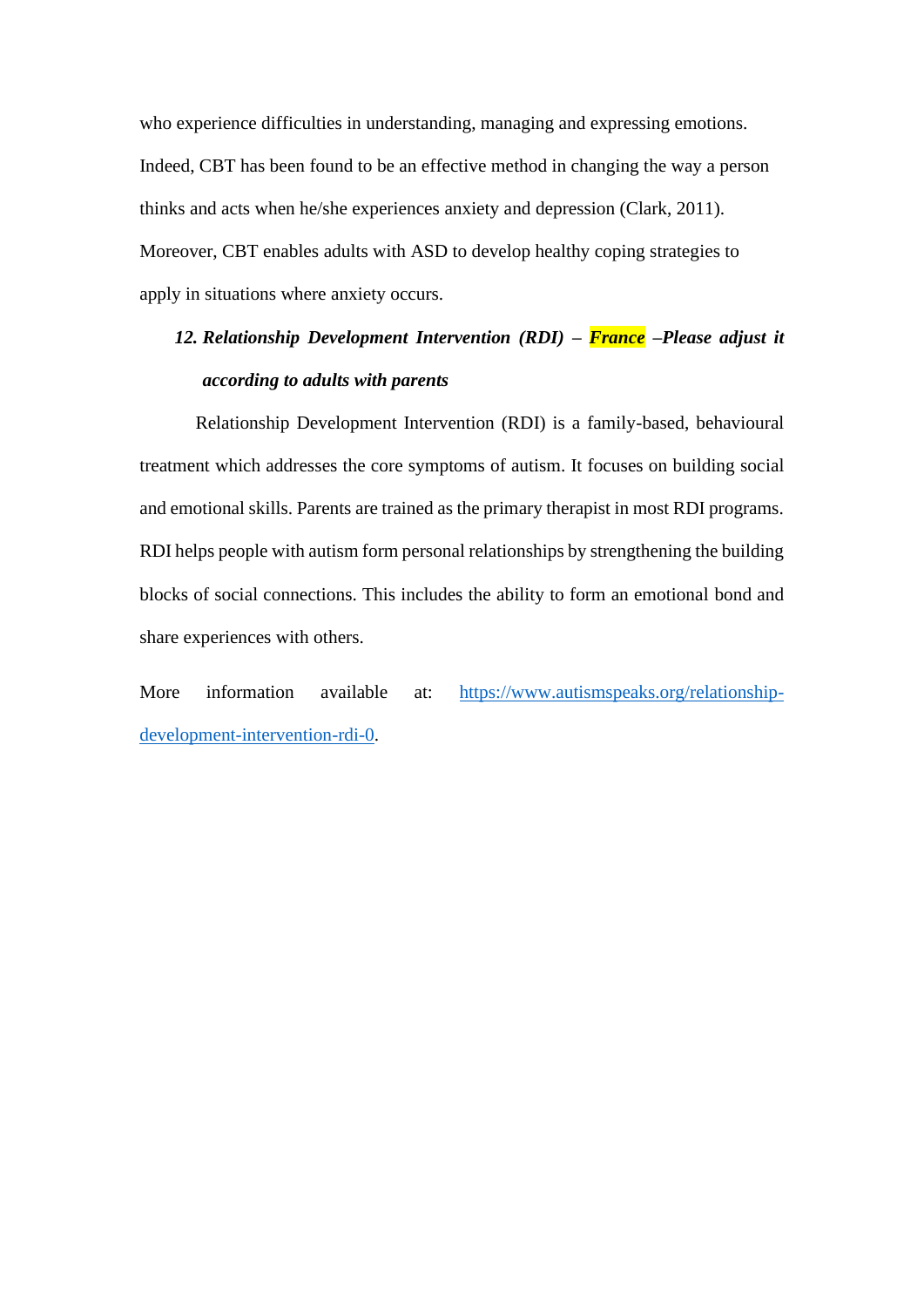who experience difficulties in understanding, managing and expressing emotions. Indeed, CBT has been found to be an effective method in changing the way a person thinks and acts when he/she experiences anxiety and depression (Clark, 2011). Moreover, CBT enables adults with ASD to develop healthy coping strategies to apply in situations where anxiety occurs.

### *12. Relationship Development Intervention (RDI) – France –Please adjust it according to adults with parents*

Relationship Development Intervention (RDI) is a family-based, behavioural treatment which addresses the core symptoms of autism. It focuses on building social and emotional skills. Parents are trained as the primary therapist in most RDI programs. RDI helps people with autism form personal relationships by strengthening the building blocks of social connections. This includes the ability to form an emotional bond and share experiences with others.

More information available at: https://www.autismspeaks.org/relationship-development-intervention-rdi-0.